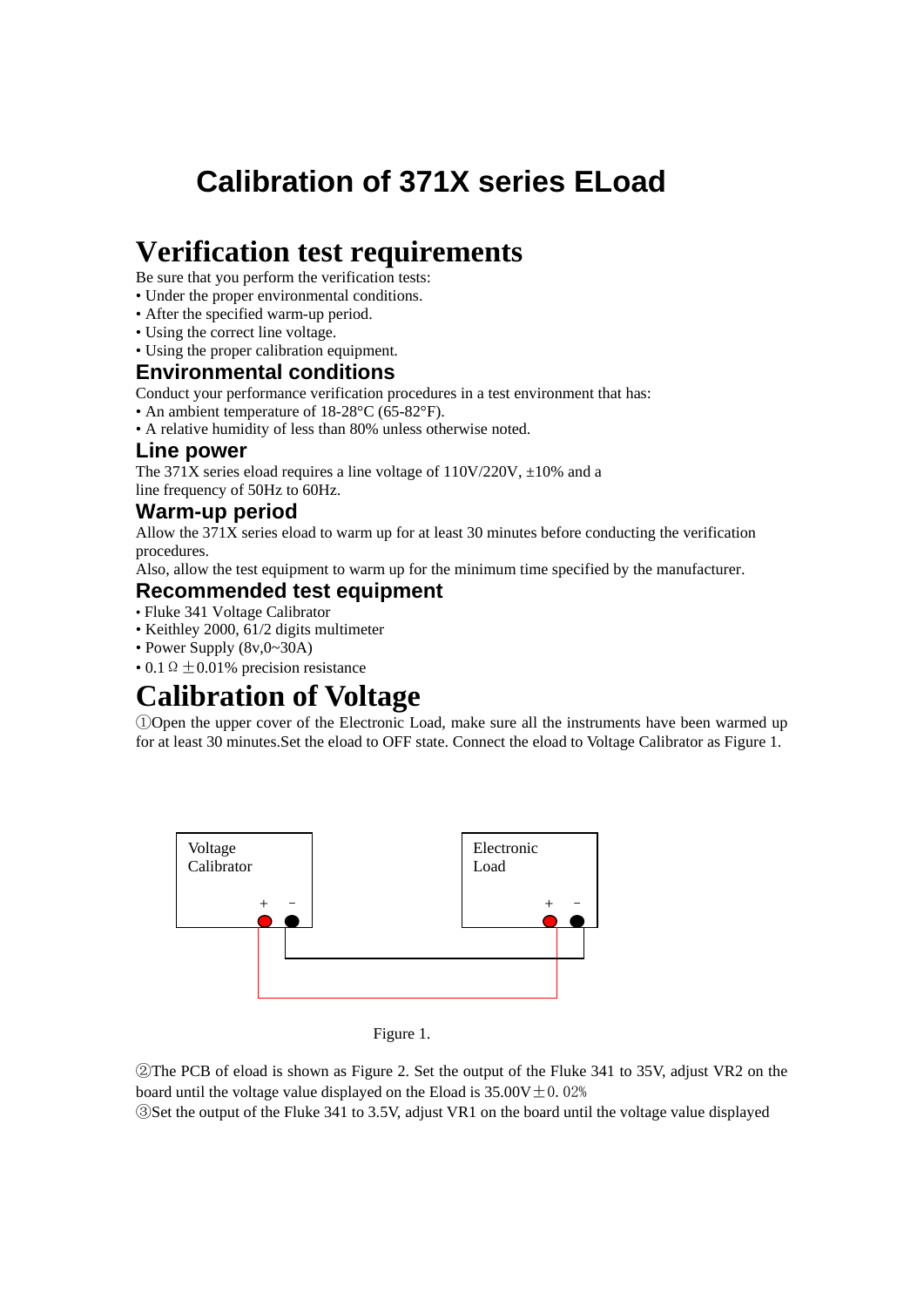# Calibration of 371X series ELoad

# Verification test requirements

Be sure that you perform the verification tests:

- Under the proper environmental conditions.
- After the specified warm-up period.
- Using the correct line voltage.
- Using the proper calibration equipment.

## Environmental conditions

Conduct your performance verification procedures in a test environment that has:

- An ambient temperature of 18-28°C (65-82°F).
- A relative humidity of less than 80% unless otherwise noted.

## Line power

The 371X series eload requires a line voltage of 110V/220V, ±10% and a line frequency of 50Hz to 60Hz.

## Warm-up period

Allow the 371X series eload to warm up for at least 30 minutes before conducting the verification procedures.

Also, allow the test equipment to warm up for the minimum time specified by the manufacturer.

## Recommended test equipment

- Fluke 341 Voltage Calibrator
- Keithley 2000, 61/2 digits multimeter
- Power Supply (8v,0~30A)
- 0.1 Ω ±0.01% precision resistance

# Calibration of Voltage

①Open the upper cover of the Electronic Load, make sure all the instruments have been warmed up for at least 30 minutes.Set the eload to OFF state. Connect the eload to Voltage Calibrator as Figure 1.

Voltage Calibrator + −

Electronic Load + −

Figure 1.

②The PCB of eload is shown as Figure 2. Set the output of the Fluke 341 to 35V, adjust VR2 on the board until the voltage value displayed on the Eload is 35.00V±0.02%

③Set the output of the Fluke 341 to 3.5V, adjust VR1 on the board until the voltage value displayed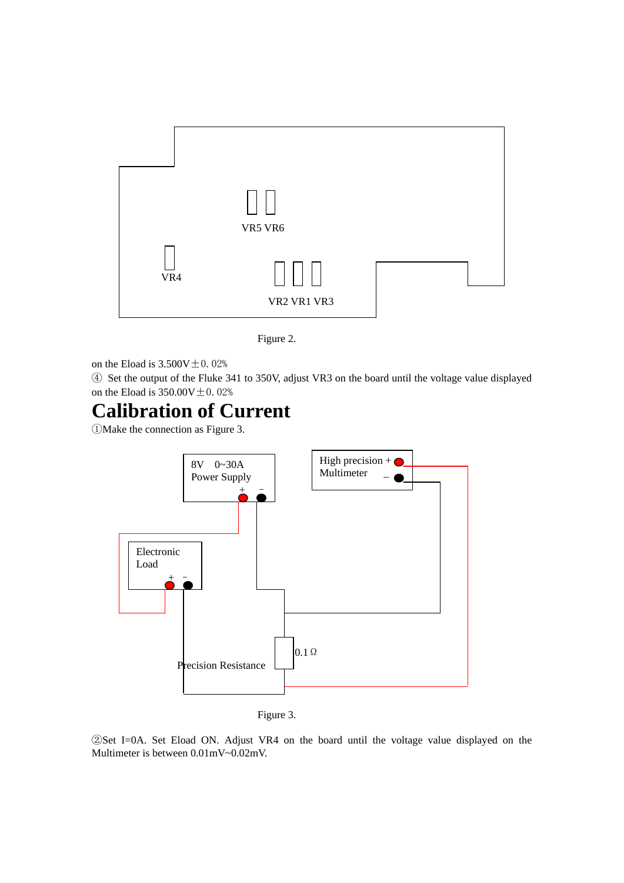VR5 VR6

VR4

VR2 VR1 VR3

Figure 2.

on the Eload is 3.500V±0.02%

④ Set the output of the Fluke 341 to 350V, adjust VR3 on the board until the voltage value displayed on the Eload is 350.00V±0.02%

# Calibration of Current

①Make the connection as Figure 3.

8V 0~30A Power Supply

High precision Multimeter

Electronic Load

0.1Ω

Precision Resistance

Figure 3.

②Set I=0A. Set Eload ON. Adjust VR4 on the board until the voltage value displayed on the Multimeter is between 0.01mV~0.02mV.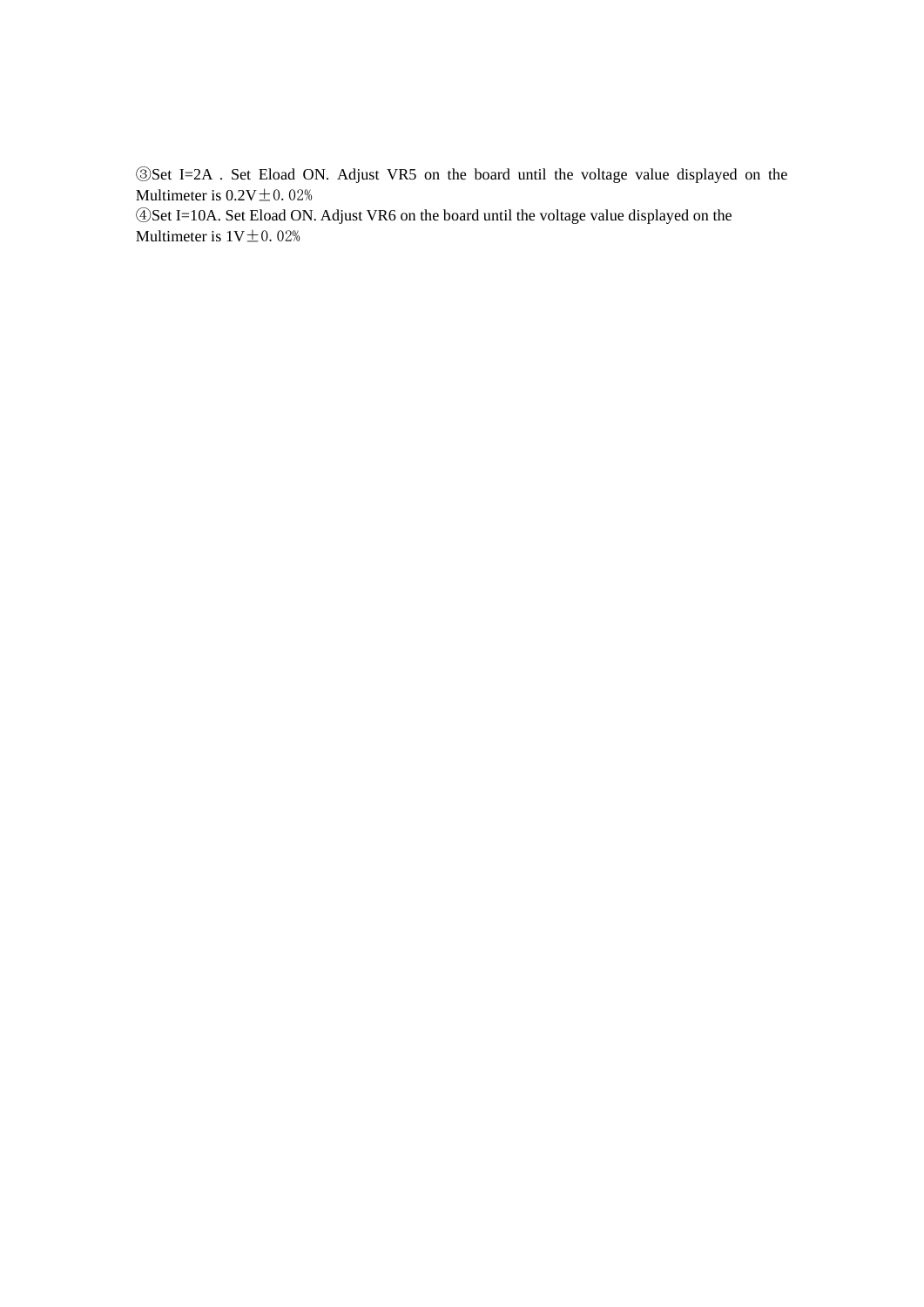③Set I=2A . Set Eload ON. Adjust VR5 on the board until the voltage value displayed on the Multimeter is 0.2V±0．02%

④Set I=10A. Set Eload ON. Adjust VR6 on the board until the voltage value displayed on the Multimeter is 1V±0．02%